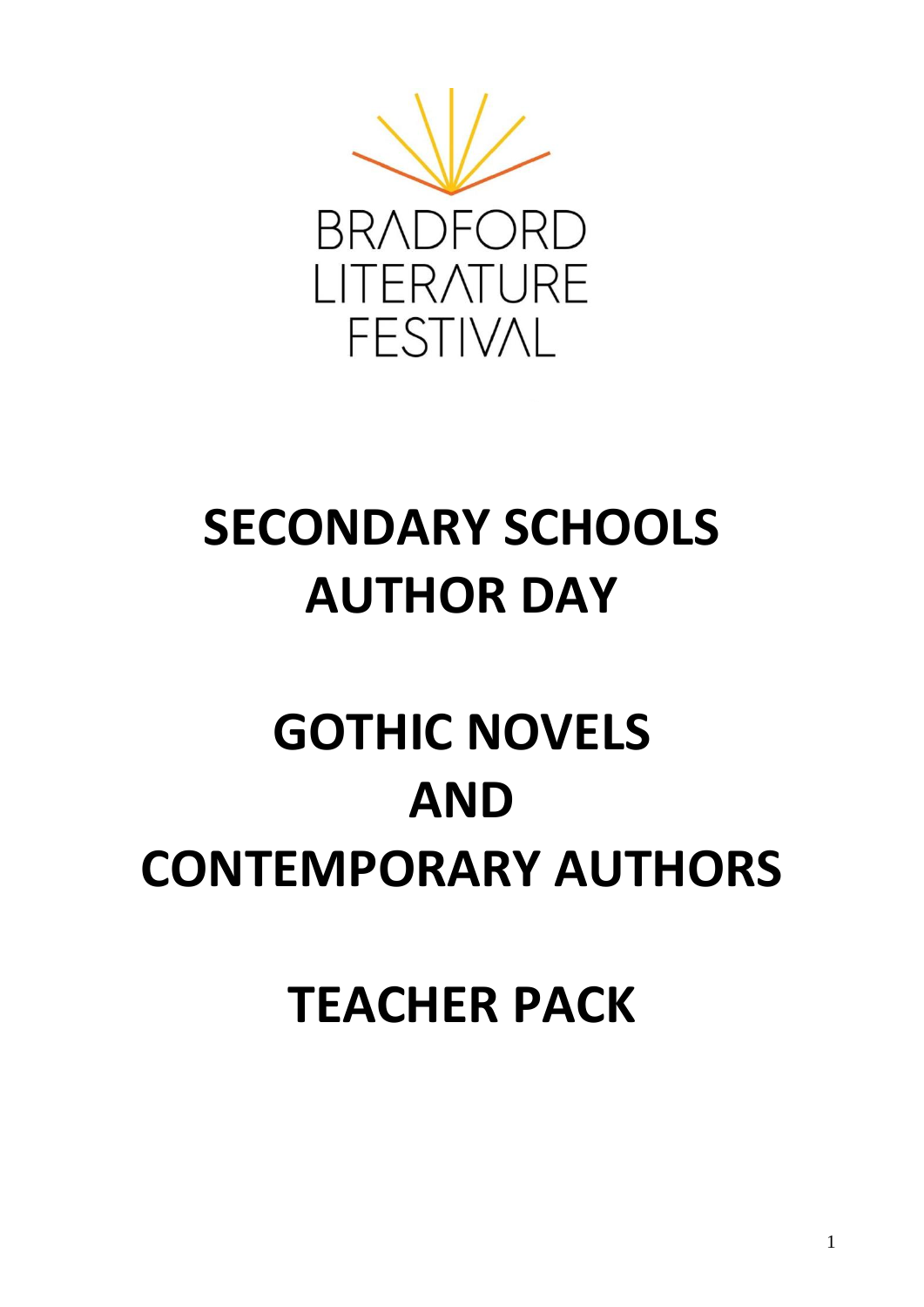BRADFORD LITERATURE FESTIVAL

# SECONDARY SCHOOLS AUTHOR DAY

# GOTHIC NOVELS AND CONTEMPORARY AUTHORS

# TEACHER PACK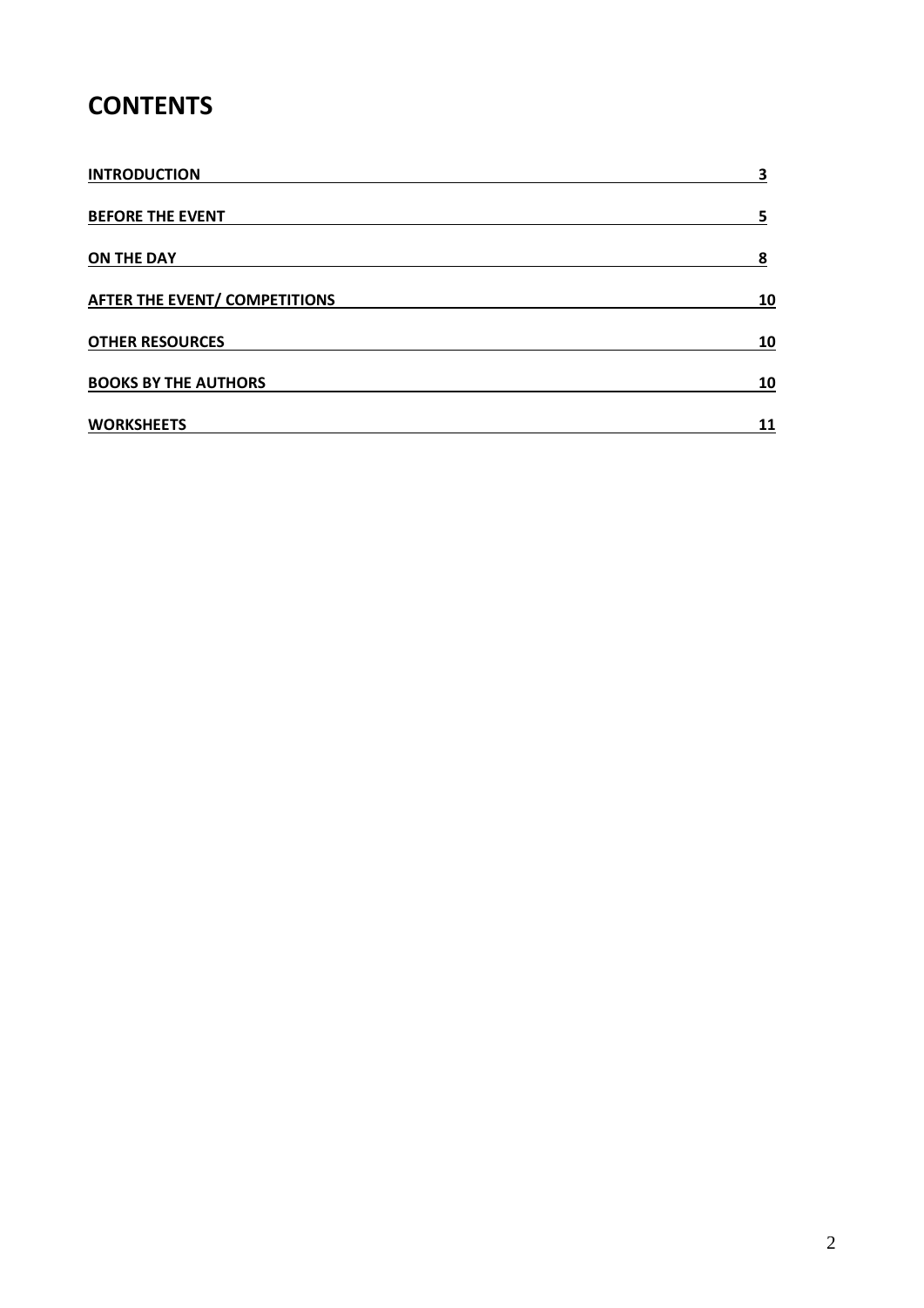# CONTENTS

| | |
|---|---|
| **INTRODUCTION** | **3** |
| **BEFORE THE EVENT** | **5** |
| **ON THE DAY** | **8** |
| **AFTER THE EVENT/ COMPETITIONS** | **10** |
| **OTHER RESOURCES** | **10** |
| **BOOKS BY THE AUTHORS** | **10** |
| **WORKSHEETS** | **11** |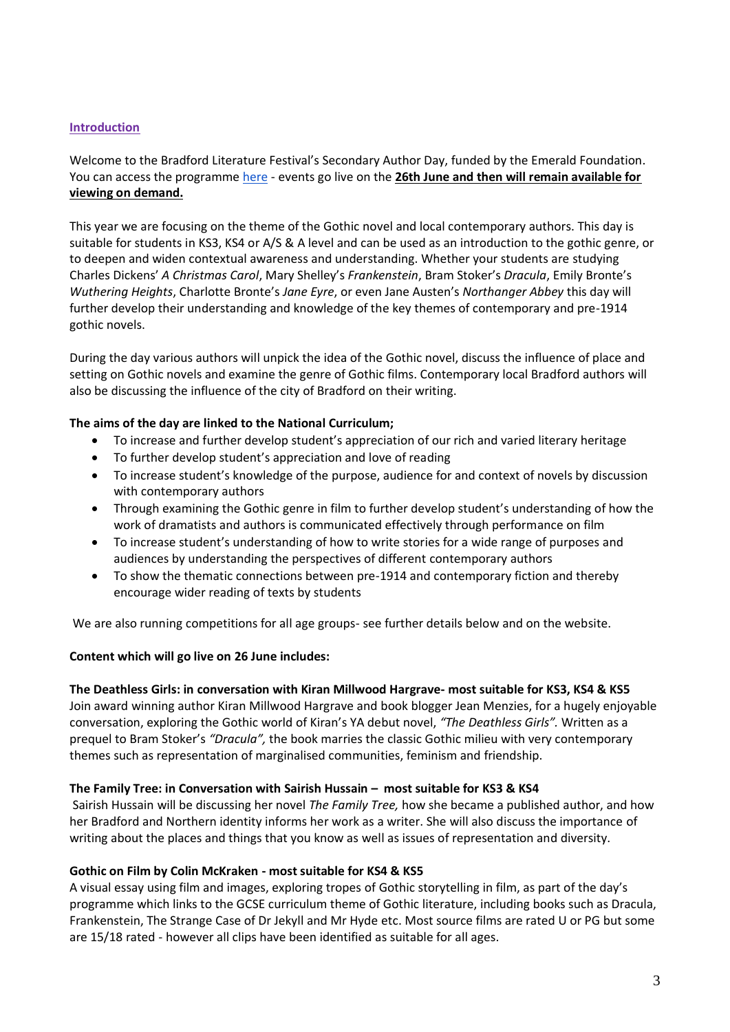## Introduction

Welcome to the Bradford Literature Festival's Secondary Author Day, funded by the Emerald Foundation. You can access the programme here - events go live on the **26th June and then will remain available for viewing on demand.**

This year we are focusing on the theme of the Gothic novel and local contemporary authors. This day is suitable for students in KS3, KS4 or A/S & A level and can be used as an introduction to the gothic genre, or to deepen and widen contextual awareness and understanding. Whether your students are studying Charles Dickens' *A Christmas Carol*, Mary Shelley's *Frankenstein*, Bram Stoker's *Dracula*, Emily Bronte's *Wuthering Heights*, Charlotte Bronte's *Jane Eyre*, or even Jane Austen's *Northanger Abbey* this day will further develop their understanding and knowledge of the key themes of contemporary and pre-1914 gothic novels.

During the day various authors will unpick the idea of the Gothic novel, discuss the influence of place and setting on Gothic novels and examine the genre of Gothic films. Contemporary local Bradford authors will also be discussing the influence of the city of Bradford on their writing.

**The aims of the day are linked to the National Curriculum;**

- To increase and further develop student's appreciation of our rich and varied literary heritage
- To further develop student's appreciation and love of reading
- To increase student's knowledge of the purpose, audience for and context of novels by discussion with contemporary authors
- Through examining the Gothic genre in film to further develop student's understanding of how the work of dramatists and authors is communicated effectively through performance on film
- To increase student's understanding of how to write stories for a wide range of purposes and audiences by understanding the perspectives of different contemporary authors
- To show the thematic connections between pre-1914 and contemporary fiction and thereby encourage wider reading of texts by students

We are also running competitions for all age groups- see further details below and on the website.

**Content which will go live on 26 June includes:**

**The Deathless Girls: in conversation with Kiran Millwood Hargrave- most suitable for KS3, KS4 & KS5**
Join award winning author Kiran Millwood Hargrave and book blogger Jean Menzies, for a hugely enjoyable conversation, exploring the Gothic world of Kiran's YA debut novel, *"The Deathless Girls".* Written as a prequel to Bram Stoker's *"Dracula",* the book marries the classic Gothic milieu with very contemporary themes such as representation of marginalised communities, feminism and friendship.

**The Family Tree: in Conversation with Sairish Hussain – most suitable for KS3 & KS4**
Sairish Hussain will be discussing her novel *The Family Tree,* how she became a published author, and how her Bradford and Northern identity informs her work as a writer. She will also discuss the importance of writing about the places and things that you know as well as issues of representation and diversity.

**Gothic on Film by Colin McKraken - most suitable for KS4 & KS5**
A visual essay using film and images, exploring tropes of Gothic storytelling in film, as part of the day's programme which links to the GCSE curriculum theme of Gothic literature, including books such as Dracula, Frankenstein, The Strange Case of Dr Jekyll and Mr Hyde etc. Most source films are rated U or PG but some are 15/18 rated - however all clips have been identified as suitable for all ages.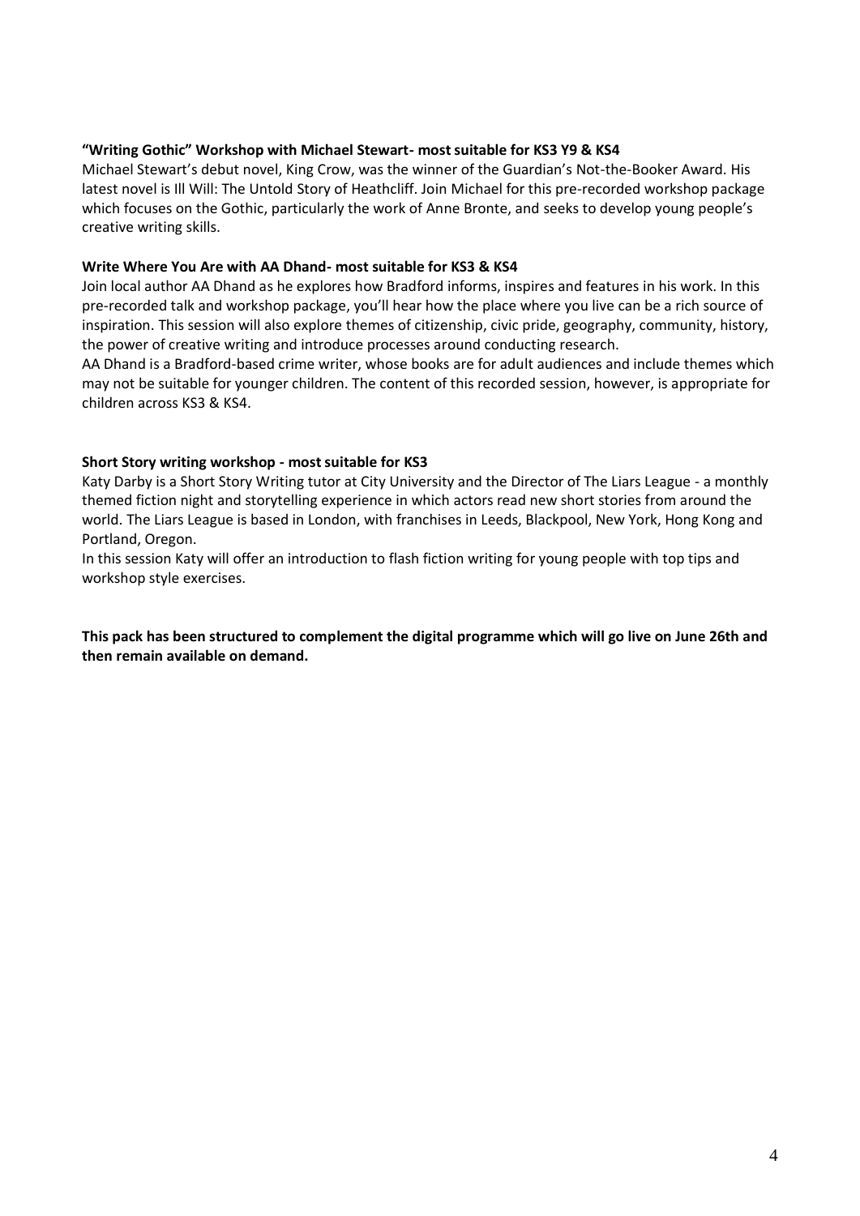**“Writing Gothic” Workshop with Michael Stewart- most suitable for KS3 Y9 & KS4**

Michael Stewart’s debut novel, King Crow, was the winner of the Guardian’s Not-the-Booker Award. His latest novel is Ill Will: The Untold Story of Heathcliff. Join Michael for this pre-recorded workshop package which focuses on the Gothic, particularly the work of Anne Bronte, and seeks to develop young people’s creative writing skills.

**Write Where You Are with AA Dhand- most suitable for KS3 & KS4**

Join local author AA Dhand as he explores how Bradford informs, inspires and features in his work. In this pre-recorded talk and workshop package, you’ll hear how the place where you live can be a rich source of inspiration. This session will also explore themes of citizenship, civic pride, geography, community, history, the power of creative writing and introduce processes around conducting research.

AA Dhand is a Bradford-based crime writer, whose books are for adult audiences and include themes which may not be suitable for younger children. The content of this recorded session, however, is appropriate for children across KS3 & KS4.

**Short Story writing workshop - most suitable for KS3**

Katy Darby is a Short Story Writing tutor at City University and the Director of The Liars League - a monthly themed fiction night and storytelling experience in which actors read new short stories from around the world. The Liars League is based in London, with franchises in Leeds, Blackpool, New York, Hong Kong and Portland, Oregon.

In this session Katy will offer an introduction to flash fiction writing for young people with top tips and workshop style exercises.

**This pack has been structured to complement the digital programme which will go live on June 26th and then remain available on demand.**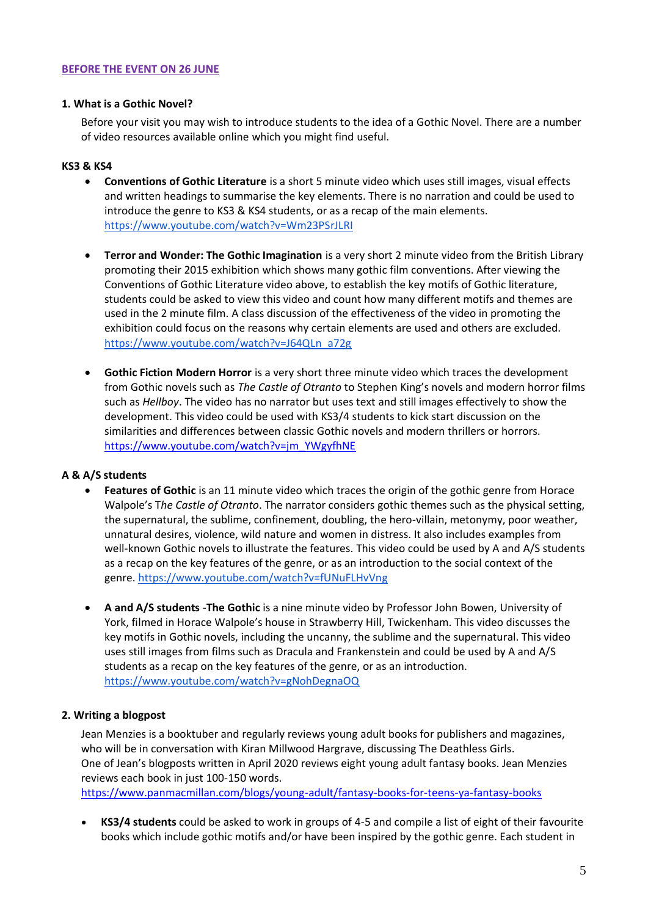## BEFORE THE EVENT ON 26 JUNE

### 1. What is a Gothic Novel?

Before your visit you may wish to introduce students to the idea of a Gothic Novel. There are a number of video resources available online which you might find useful.

#### KS3 & KS4

- **Conventions of Gothic Literature** is a short 5 minute video which uses still images, visual effects and written headings to summarise the key elements. There is no narration and could be used to introduce the genre to KS3 & KS4 students, or as a recap of the main elements. https://www.youtube.com/watch?v=Wm23PSrJLRI

- **Terror and Wonder: The Gothic Imagination** is a very short 2 minute video from the British Library promoting their 2015 exhibition which shows many gothic film conventions. After viewing the Conventions of Gothic Literature video above, to establish the key motifs of Gothic literature, students could be asked to view this video and count how many different motifs and themes are used in the 2 minute film. A class discussion of the effectiveness of the video in promoting the exhibition could focus on the reasons why certain elements are used and others are excluded. https://www.youtube.com/watch?v=J64QLn_a72g

- **Gothic Fiction Modern Horror** is a very short three minute video which traces the development from Gothic novels such as *The Castle of Otranto* to Stephen King's novels and modern horror films such as *Hellboy*. The video has no narrator but uses text and still images effectively to show the development. This video could be used with KS3/4 students to kick start discussion on the similarities and differences between classic Gothic novels and modern thrillers or horrors. https://www.youtube.com/watch?v=jm_YWgyfhNE

#### A & A/S students

- **Features of Gothic** is an 11 minute video which traces the origin of the gothic genre from Horace Walpole's T*he Castle of Otranto*. The narrator considers gothic themes such as the physical setting, the supernatural, the sublime, confinement, doubling, the hero-villain, metonymy, poor weather, unnatural desires, violence, wild nature and women in distress. It also includes examples from well-known Gothic novels to illustrate the features. This video could be used by A and A/S students as a recap on the key features of the genre, or as an introduction to the social context of the genre. https://www.youtube.com/watch?v=fUNuFLHvVng

- **A and A/S students** -**The Gothic** is a nine minute video by Professor John Bowen, University of York, filmed in Horace Walpole's house in Strawberry Hill, Twickenham. This video discusses the key motifs in Gothic novels, including the uncanny, the sublime and the supernatural. This video uses still images from films such as Dracula and Frankenstein and could be used by A and A/S students as a recap on the key features of the genre, or as an introduction. https://www.youtube.com/watch?v=gNohDegnaOQ

### 2. Writing a blogpost

Jean Menzies is a booktuber and regularly reviews young adult books for publishers and magazines, who will be in conversation with Kiran Millwood Hargrave, discussing The Deathless Girls.
One of Jean's blogposts written in April 2020 reviews eight young adult fantasy books. Jean Menzies reviews each book in just 100-150 words.
https://www.panmacmillan.com/blogs/young-adult/fantasy-books-for-teens-ya-fantasy-books

- **KS3/4 students** could be asked to work in groups of 4-5 and compile a list of eight of their favourite books which include gothic motifs and/or have been inspired by the gothic genre. Each student in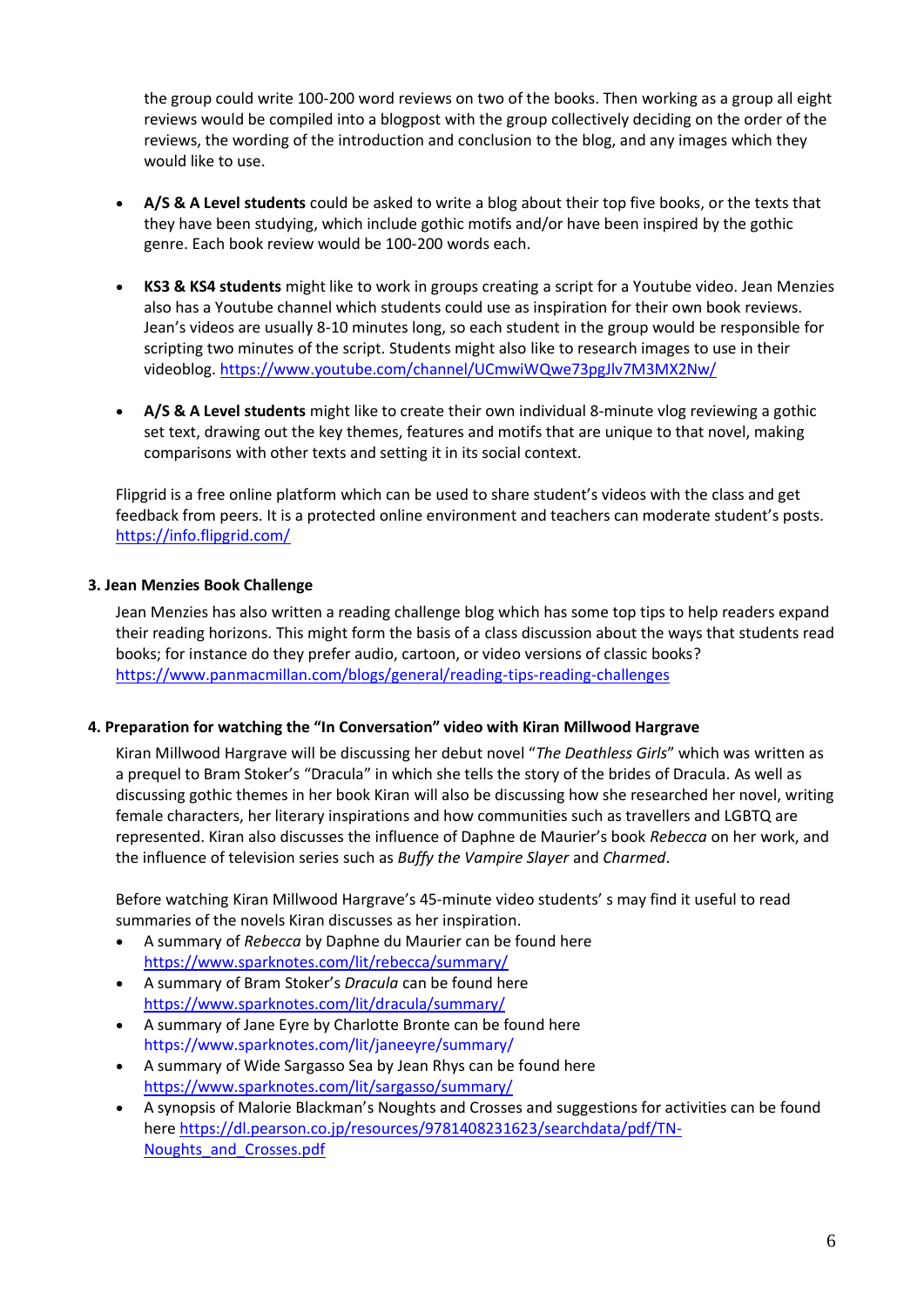the group could write 100-200 word reviews on two of the books. Then working as a group all eight reviews would be compiled into a blogpost with the group collectively deciding on the order of the reviews, the wording of the introduction and conclusion to the blog, and any images which they would like to use.

- **A/S & A Level students** could be asked to write a blog about their top five books, or the texts that they have been studying, which include gothic motifs and/or have been inspired by the gothic genre. Each book review would be 100-200 words each.

- **KS3 & KS4 students** might like to work in groups creating a script for a Youtube video. Jean Menzies also has a Youtube channel which students could use as inspiration for their own book reviews. Jean's videos are usually 8-10 minutes long, so each student in the group would be responsible for scripting two minutes of the script. Students might also like to research images to use in their videoblog. https://www.youtube.com/channel/UCmwiWQwe73pgJlv7M3MX2Nw/

- **A/S & A Level students** might like to create their own individual 8-minute vlog reviewing a gothic set text, drawing out the key themes, features and motifs that are unique to that novel, making comparisons with other texts and setting it in its social context.

Flipgrid is a free online platform which can be used to share student's videos with the class and get feedback from peers. It is a protected online environment and teachers can moderate student's posts. https://info.flipgrid.com/

### 3. Jean Menzies Book Challenge

Jean Menzies has also written a reading challenge blog which has some top tips to help readers expand their reading horizons. This might form the basis of a class discussion about the ways that students read books; for instance do they prefer audio, cartoon, or video versions of classic books? https://www.panmacmillan.com/blogs/general/reading-tips-reading-challenges

### 4. Preparation for watching the "In Conversation" video with Kiran Millwood Hargrave

Kiran Millwood Hargrave will be discussing her debut novel "*The Deathless Girls*" which was written as a prequel to Bram Stoker's "Dracula" in which she tells the story of the brides of Dracula. As well as discussing gothic themes in her book Kiran will also be discussing how she researched her novel, writing female characters, her literary inspirations and how communities such as travellers and LGBTQ are represented. Kiran also discusses the influence of Daphne de Maurier's book *Rebecca* on her work, and the influence of television series such as *Buffy the Vampire Slayer* and *Charmed*.

Before watching Kiran Millwood Hargrave's 45-minute video students' s may find it useful to read summaries of the novels Kiran discusses as her inspiration.

- A summary of *Rebecca* by Daphne du Maurier can be found here https://www.sparknotes.com/lit/rebecca/summary/
- A summary of Bram Stoker's *Dracula* can be found here https://www.sparknotes.com/lit/dracula/summary/
- A summary of Jane Eyre by Charlotte Bronte can be found here https://www.sparknotes.com/lit/janeeyre/summary/
- A summary of Wide Sargasso Sea by Jean Rhys can be found here https://www.sparknotes.com/lit/sargasso/summary/
- A synopsis of Malorie Blackman's Noughts and Crosses and suggestions for activities can be found here https://dl.pearson.co.jp/resources/9781408231623/searchdata/pdf/TN-Noughts_and_Crosses.pdf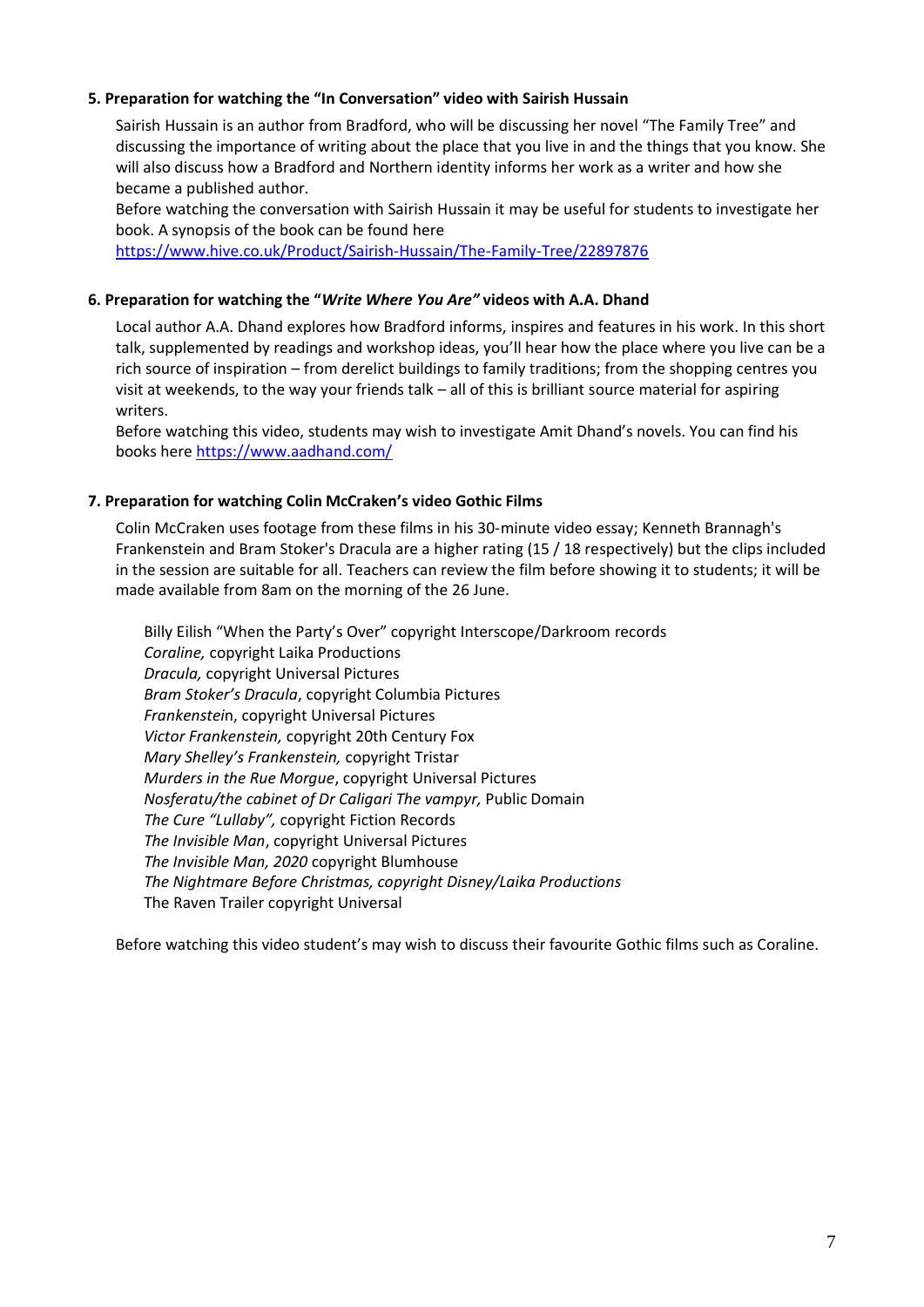**5. Preparation for watching the "In Conversation" video with Sairish Hussain**

Sairish Hussain is an author from Bradford, who will be discussing her novel "The Family Tree" and discussing the importance of writing about the place that you live in and the things that you know. She will also discuss how a Bradford and Northern identity informs her work as a writer and how she became a published author.

Before watching the conversation with Sairish Hussain it may be useful for students to investigate her book. A synopsis of the book can be found here https://www.hive.co.uk/Product/Sairish-Hussain/The-Family-Tree/22897876

**6. Preparation for watching the "*Write Where You Are*" videos with A.A. Dhand**

Local author A.A. Dhand explores how Bradford informs, inspires and features in his work. In this short talk, supplemented by readings and workshop ideas, you'll hear how the place where you live can be a rich source of inspiration – from derelict buildings to family traditions; from the shopping centres you visit at weekends, to the way your friends talk – all of this is brilliant source material for aspiring writers.

Before watching this video, students may wish to investigate Amit Dhand's novels. You can find his books here https://www.aadhand.com/

**7. Preparation for watching Colin McCraken's video Gothic Films**

Colin McCraken uses footage from these films in his 30-minute video essay; Kenneth Brannagh's Frankenstein and Bram Stoker's Dracula are a higher rating (15 / 18 respectively) but the clips included in the session are suitable for all. Teachers can review the film before showing it to students; it will be made available from 8am on the morning of the 26 June.

Billy Eilish "When the Party's Over" copyright Interscope/Darkroom records
*Coraline,* copyright Laika Productions
*Dracula,* copyright Universal Pictures
*Bram Stoker's Dracula*, copyright Columbia Pictures
*Frankenstei*n, copyright Universal Pictures
*Victor Frankenstein,* copyright 20th Century Fox
*Mary Shelley's Frankenstein,* copyright Tristar
*Murders in the Rue Morgue*, copyright Universal Pictures
*Nosferatu/the cabinet of Dr Caligari The vampyr,* Public Domain
*The Cure "Lullaby",* copyright Fiction Records
*The Invisible Man*, copyright Universal Pictures
*The Invisible Man, 2020* copyright Blumhouse
*The Nightmare Before Christmas, copyright Disney/Laika Productions*
The Raven Trailer copyright Universal

Before watching this video student's may wish to discuss their favourite Gothic films such as Coraline.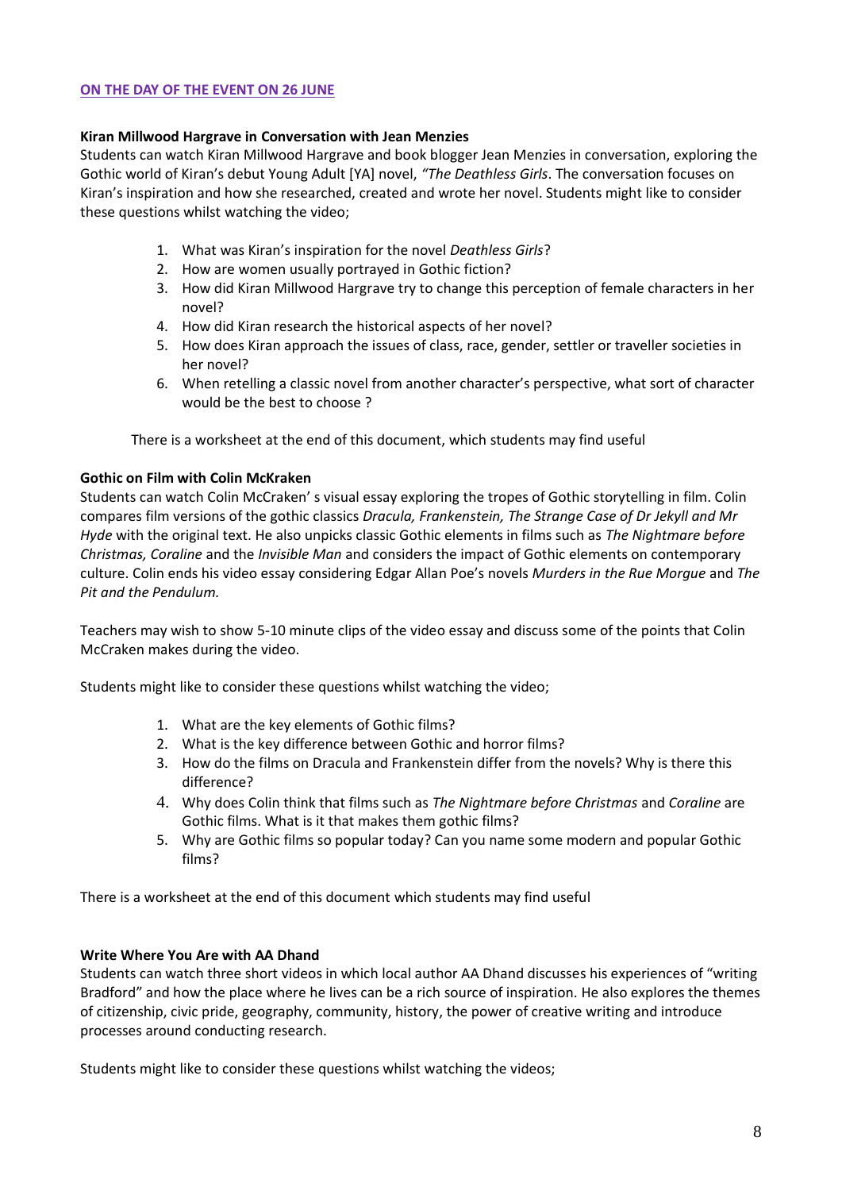**ON THE DAY OF THE EVENT ON 26 JUNE**

**Kiran Millwood Hargrave in Conversation with Jean Menzies**

Students can watch Kiran Millwood Hargrave and book blogger Jean Menzies in conversation, exploring the Gothic world of Kiran's debut Young Adult [YA] novel, *"The Deathless Girls*. The conversation focuses on Kiran's inspiration and how she researched, created and wrote her novel. Students might like to consider these questions whilst watching the video;

1. What was Kiran's inspiration for the novel *Deathless Girls*?
2. How are women usually portrayed in Gothic fiction?
3. How did Kiran Millwood Hargrave try to change this perception of female characters in her novel?
4. How did Kiran research the historical aspects of her novel?
5. How does Kiran approach the issues of class, race, gender, settler or traveller societies in her novel?
6. When retelling a classic novel from another character's perspective, what sort of character would be the best to choose ?

There is a worksheet at the end of this document, which students may find useful

**Gothic on Film with Colin McKraken**

Students can watch Colin McCraken' s visual essay exploring the tropes of Gothic storytelling in film. Colin compares film versions of the gothic classics *Dracula, Frankenstein, The Strange Case of Dr Jekyll and Mr Hyde* with the original text. He also unpicks classic Gothic elements in films such as *The Nightmare before Christmas, Coraline* and the *Invisible Man* and considers the impact of Gothic elements on contemporary culture. Colin ends his video essay considering Edgar Allan Poe's novels *Murders in the Rue Morgue* and *The Pit and the Pendulum.*

Teachers may wish to show 5-10 minute clips of the video essay and discuss some of the points that Colin McCraken makes during the video.

Students might like to consider these questions whilst watching the video;

1. What are the key elements of Gothic films?
2. What is the key difference between Gothic and horror films?
3. How do the films on Dracula and Frankenstein differ from the novels? Why is there this difference?
4. Why does Colin think that films such as *The Nightmare before Christmas* and *Coraline* are Gothic films. What is it that makes them gothic films?
5. Why are Gothic films so popular today? Can you name some modern and popular Gothic films?

There is a worksheet at the end of this document which students may find useful

**Write Where You Are with AA Dhand**

Students can watch three short videos in which local author AA Dhand discusses his experiences of "writing Bradford" and how the place where he lives can be a rich source of inspiration. He also explores the themes of citizenship, civic pride, geography, community, history, the power of creative writing and introduce processes around conducting research.

Students might like to consider these questions whilst watching the videos;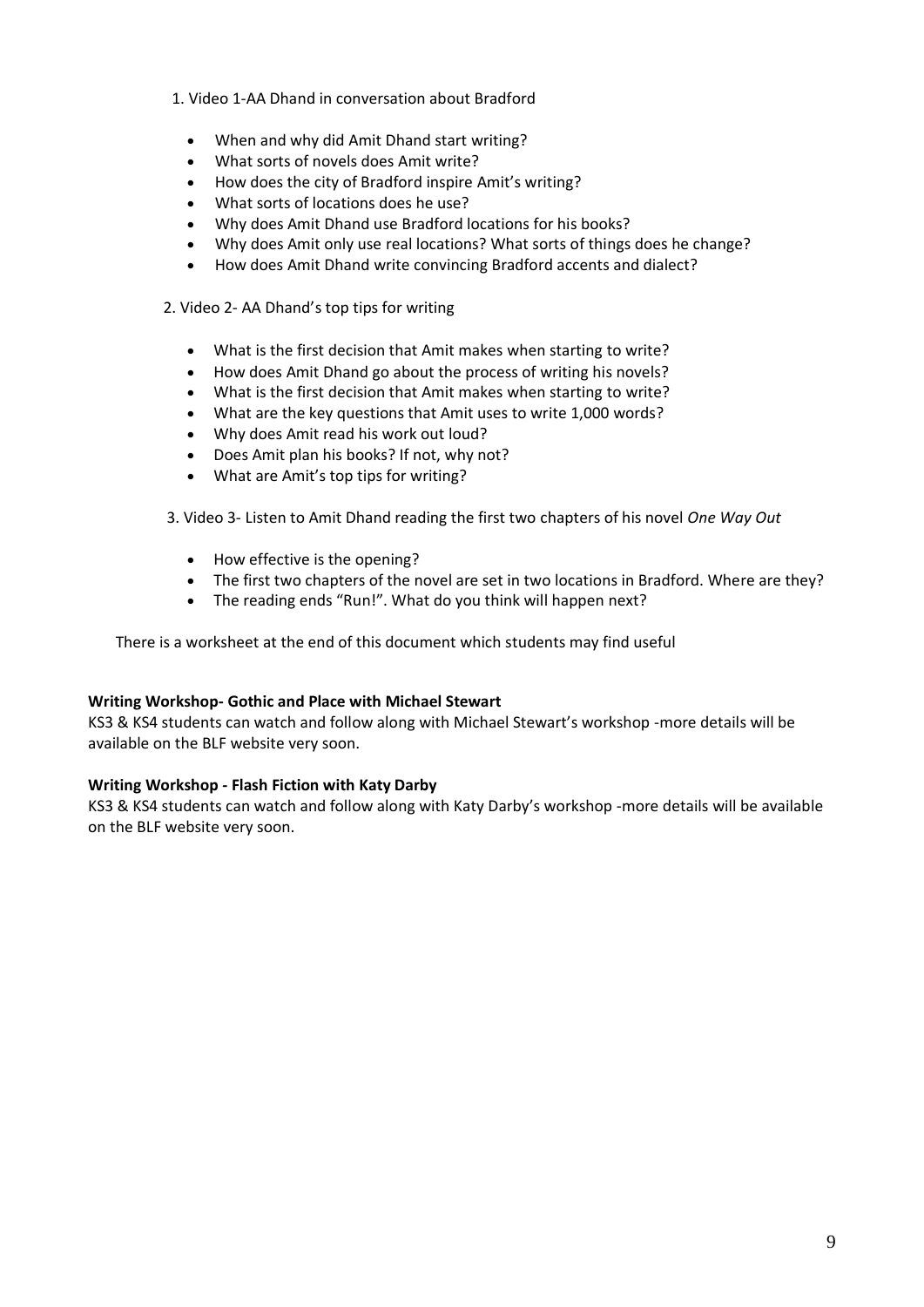1. Video 1-AA Dhand in conversation about Bradford

- When and why did Amit Dhand start writing?
- What sorts of novels does Amit write?
- How does the city of Bradford inspire Amit's writing?
- What sorts of locations does he use?
- Why does Amit Dhand use Bradford locations for his books?
- Why does Amit only use real locations? What sorts of things does he change?
- How does Amit Dhand write convincing Bradford accents and dialect?

2. Video 2- AA Dhand's top tips for writing

- What is the first decision that Amit makes when starting to write?
- How does Amit Dhand go about the process of writing his novels?
- What is the first decision that Amit makes when starting to write?
- What are the key questions that Amit uses to write 1,000 words?
- Why does Amit read his work out loud?
- Does Amit plan his books? If not, why not?
- What are Amit's top tips for writing?

3. Video 3- Listen to Amit Dhand reading the first two chapters of his novel *One Way Out*

- How effective is the opening?
- The first two chapters of the novel are set in two locations in Bradford. Where are they?
- The reading ends "Run!". What do you think will happen next?

There is a worksheet at the end of this document which students may find useful

**Writing Workshop- Gothic and Place with Michael Stewart**

KS3 & KS4 students can watch and follow along with Michael Stewart's workshop -more details will be available on the BLF website very soon.

**Writing Workshop - Flash Fiction with Katy Darby**

KS3 & KS4 students can watch and follow along with Katy Darby's workshop -more details will be available on the BLF website very soon.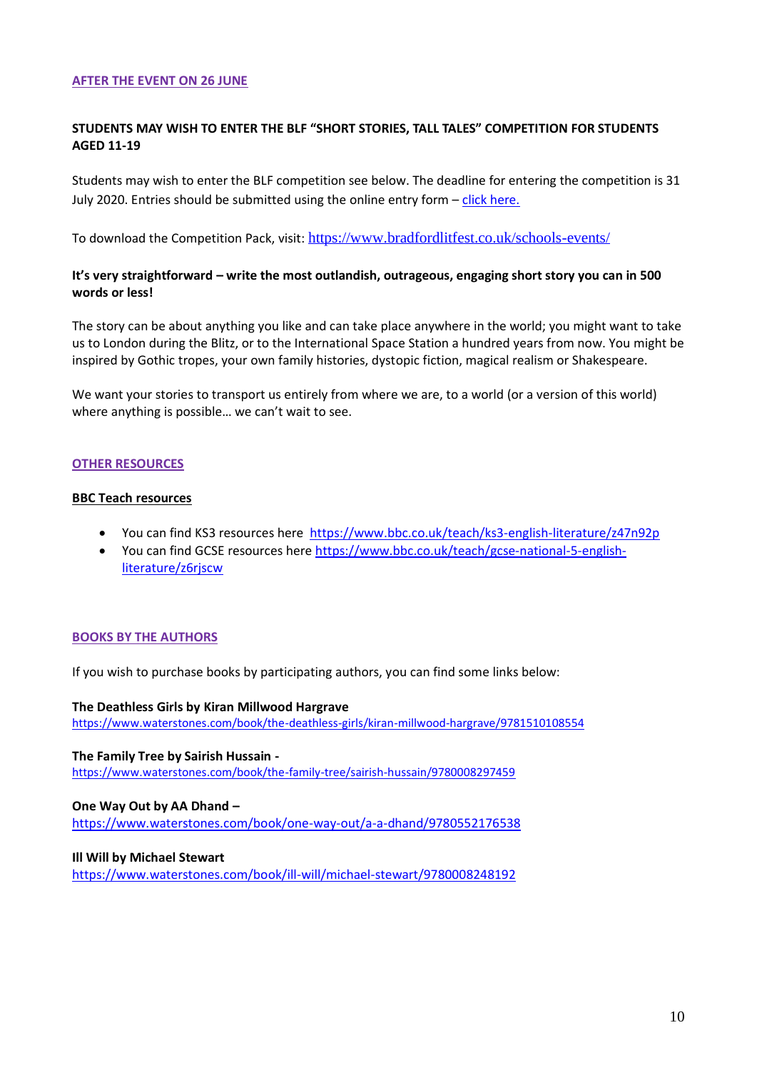## AFTER THE EVENT ON 26 JUNE

**STUDENTS MAY WISH TO ENTER THE BLF "SHORT STORIES, TALL TALES" COMPETITION FOR STUDENTS AGED 11-19**

Students may wish to enter the BLF competition see below. The deadline for entering the competition is 31 July 2020. Entries should be submitted using the online entry form – click here.

To download the Competition Pack, visit: https://www.bradfordlitfest.co.uk/schools-events/

**It's very straightforward – write the most outlandish, outrageous, engaging short story you can in 500 words or less!**

The story can be about anything you like and can take place anywhere in the world; you might want to take us to London during the Blitz, or to the International Space Station a hundred years from now. You might be inspired by Gothic tropes, your own family histories, dystopic fiction, magical realism or Shakespeare.

We want your stories to transport us entirely from where we are, to a world (or a version of this world) where anything is possible… we can't wait to see.

## OTHER RESOURCES

**BBC Teach resources**

- You can find KS3 resources here https://www.bbc.co.uk/teach/ks3-english-literature/z47n92p
- You can find GCSE resources here https://www.bbc.co.uk/teach/gcse-national-5-english-literature/z6rjscw

## BOOKS BY THE AUTHORS

If you wish to purchase books by participating authors, you can find some links below:

**The Deathless Girls by Kiran Millwood Hargrave**
https://www.waterstones.com/book/the-deathless-girls/kiran-millwood-hargrave/9781510108554

**The Family Tree by Sairish Hussain -**
https://www.waterstones.com/book/the-family-tree/sairish-hussain/9780008297459

**One Way Out by AA Dhand –**
https://www.waterstones.com/book/one-way-out/a-a-dhand/9780552176538

**Ill Will by Michael Stewart**
https://www.waterstones.com/book/ill-will/michael-stewart/9780008248192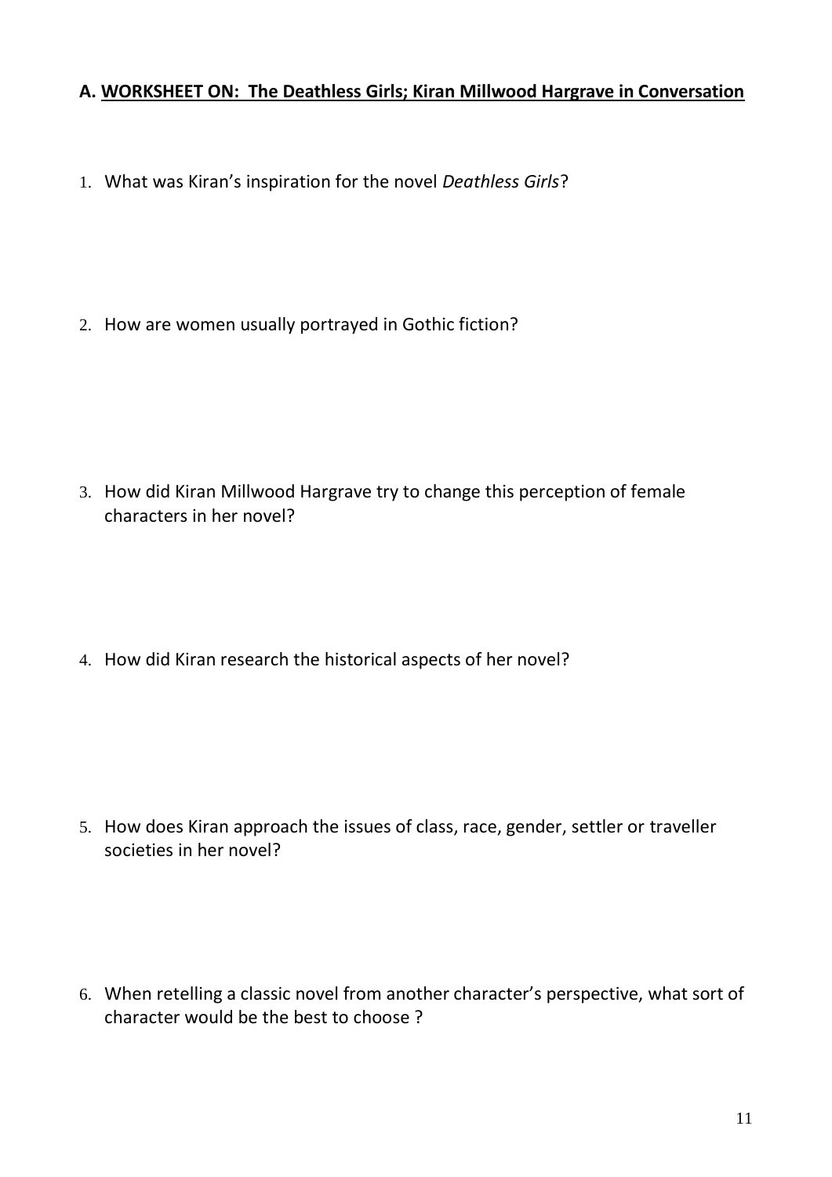## A. <u>WORKSHEET ON: The Deathless Girls; Kiran Millwood Hargrave in Conversation</u>

1. What was Kiran's inspiration for the novel *Deathless Girls*?

2. How are women usually portrayed in Gothic fiction?

3. How did Kiran Millwood Hargrave try to change this perception of female characters in her novel?

4. How did Kiran research the historical aspects of her novel?

5. How does Kiran approach the issues of class, race, gender, settler or traveller societies in her novel?

6. When retelling a classic novel from another character's perspective, what sort of character would be the best to choose ?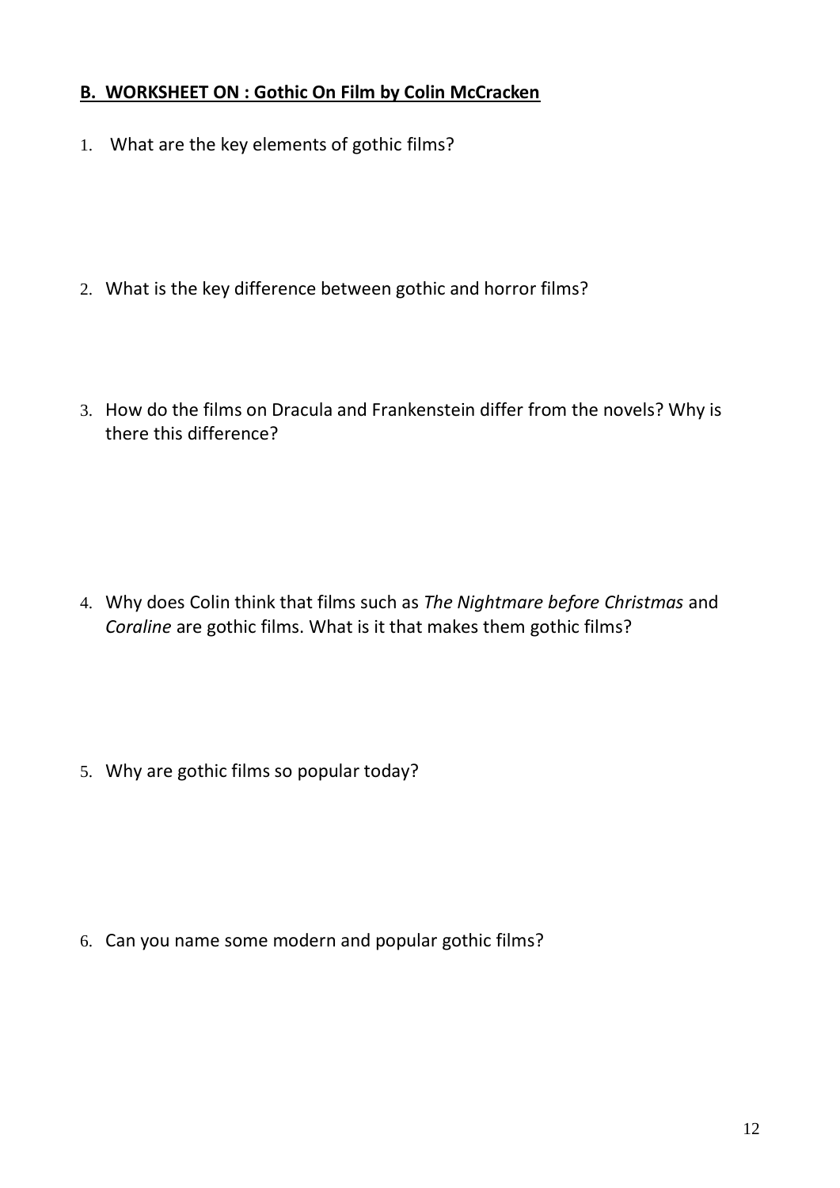**B. WORKSHEET ON : Gothic On Film by Colin McCracken**

1. What are the key elements of gothic films?

2. What is the key difference between gothic and horror films?

3. How do the films on Dracula and Frankenstein differ from the novels? Why is there this difference?

4. Why does Colin think that films such as *The Nightmare before Christmas* and *Coraline* are gothic films. What is it that makes them gothic films?

5. Why are gothic films so popular today?

6. Can you name some modern and popular gothic films?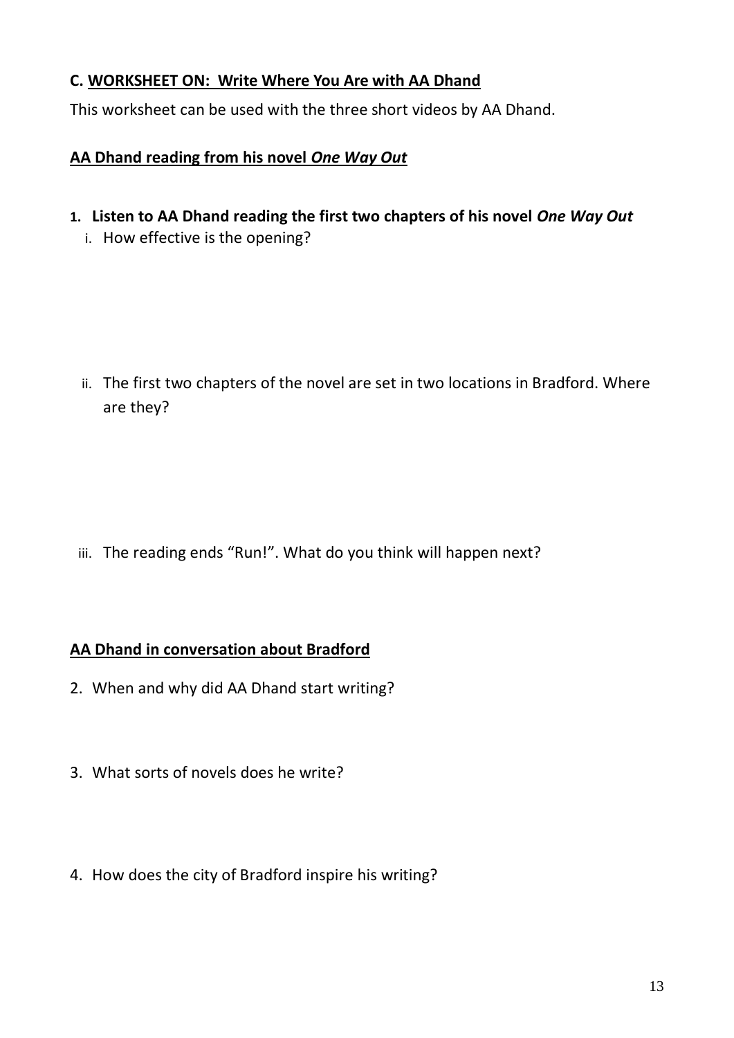## C. WORKSHEET ON: Write Where You Are with AA Dhand

This worksheet can be used with the three short videos by AA Dhand.

### AA Dhand reading from his novel *One Way Out*

1. **Listen to AA Dhand reading the first two chapters of his novel *One Way Out***
   i. How effective is the opening?

   ii. The first two chapters of the novel are set in two locations in Bradford. Where are they?

   iii. The reading ends "Run!". What do you think will happen next?

### AA Dhand in conversation about Bradford

2. When and why did AA Dhand start writing?

3. What sorts of novels does he write?

4. How does the city of Bradford inspire his writing?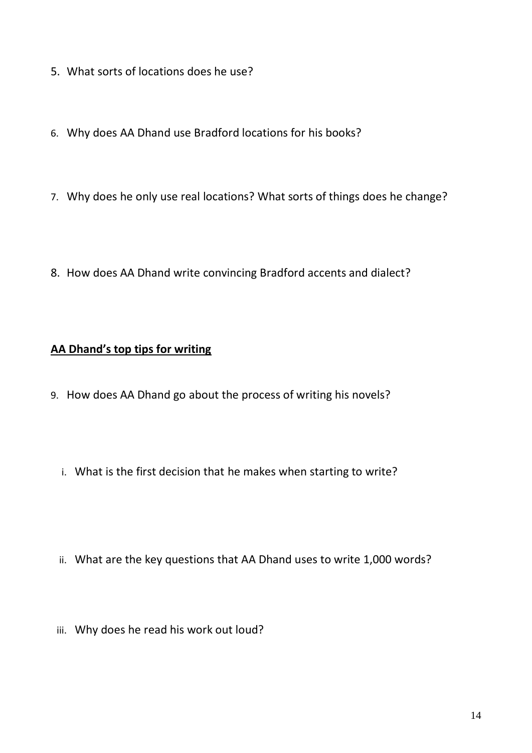5. What sorts of locations does he use?

6. Why does AA Dhand use Bradford locations for his books?

7. Why does he only use real locations? What sorts of things does he change?

8. How does AA Dhand write convincing Bradford accents and dialect?

**<u>AA Dhand's top tips for writing</u>**

9. How does AA Dhand go about the process of writing his novels?

   i. What is the first decision that he makes when starting to write?

   ii. What are the key questions that AA Dhand uses to write 1,000 words?

   iii. Why does he read his work out loud?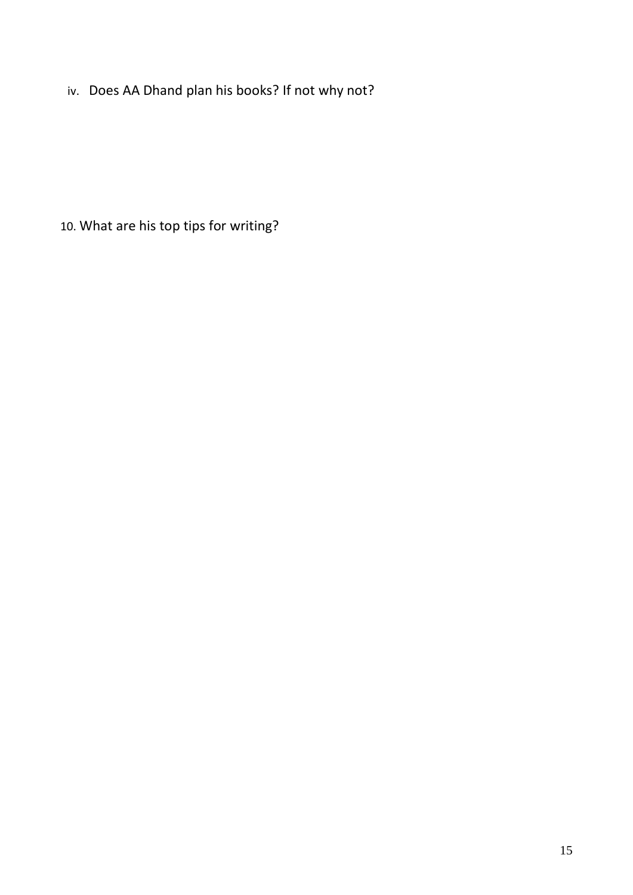iv. Does AA Dhand plan his books? If not why not?

10. What are his top tips for writing?